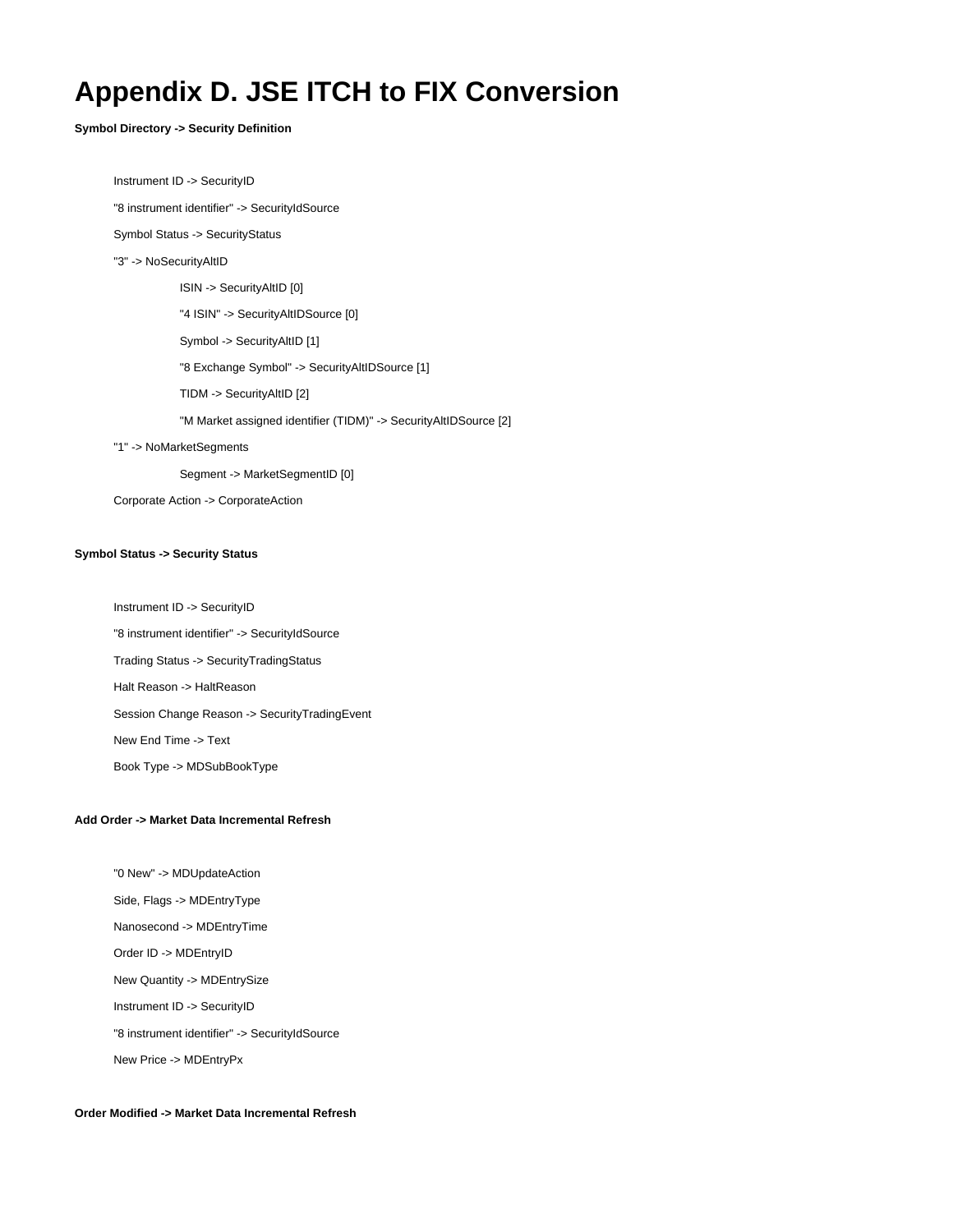# Appendix D. JSE ITCH to FIX Conversion

**Symbol Directory -> Security Definition**

- Instrument ID -> SecurityID
- "8 instrument identifier" -> SecurityIdSource
- Symbol Status -> SecurityStatus
- "3" -> NoSecurityAltID
    - ISIN -> SecurityAltID [0]
    - "4 ISIN" -> SecurityAltIDSource [0]
    - Symbol -> SecurityAltID [1]
    - "8 Exchange Symbol" -> SecurityAltIDSource [1]
    - TIDM -> SecurityAltID [2]
    - "M Market assigned identifier (TIDM)" -> SecurityAltIDSource [2]
- "1" -> NoMarketSegments
    - Segment -> MarketSegmentID [0]
- Corporate Action -> CorporateAction

**Symbol Status -> Security Status**

- Instrument ID -> SecurityID
- "8 instrument identifier" -> SecurityIdSource
- Trading Status -> SecurityTradingStatus
- Halt Reason -> HaltReason
- Session Change Reason -> SecurityTradingEvent
- New End Time -> Text
- Book Type -> MDSubBookType

**Add Order -> Market Data Incremental Refresh**

- "0 New" -> MDUpdateAction
- Side, Flags -> MDEntryType
- Nanosecond -> MDEntryTime
- Order ID -> MDEntryID
- New Quantity -> MDEntrySize
- Instrument ID -> SecurityID
- "8 instrument identifier" -> SecurityIdSource
- New Price -> MDEntryPx

**Order Modified -> Market Data Incremental Refresh**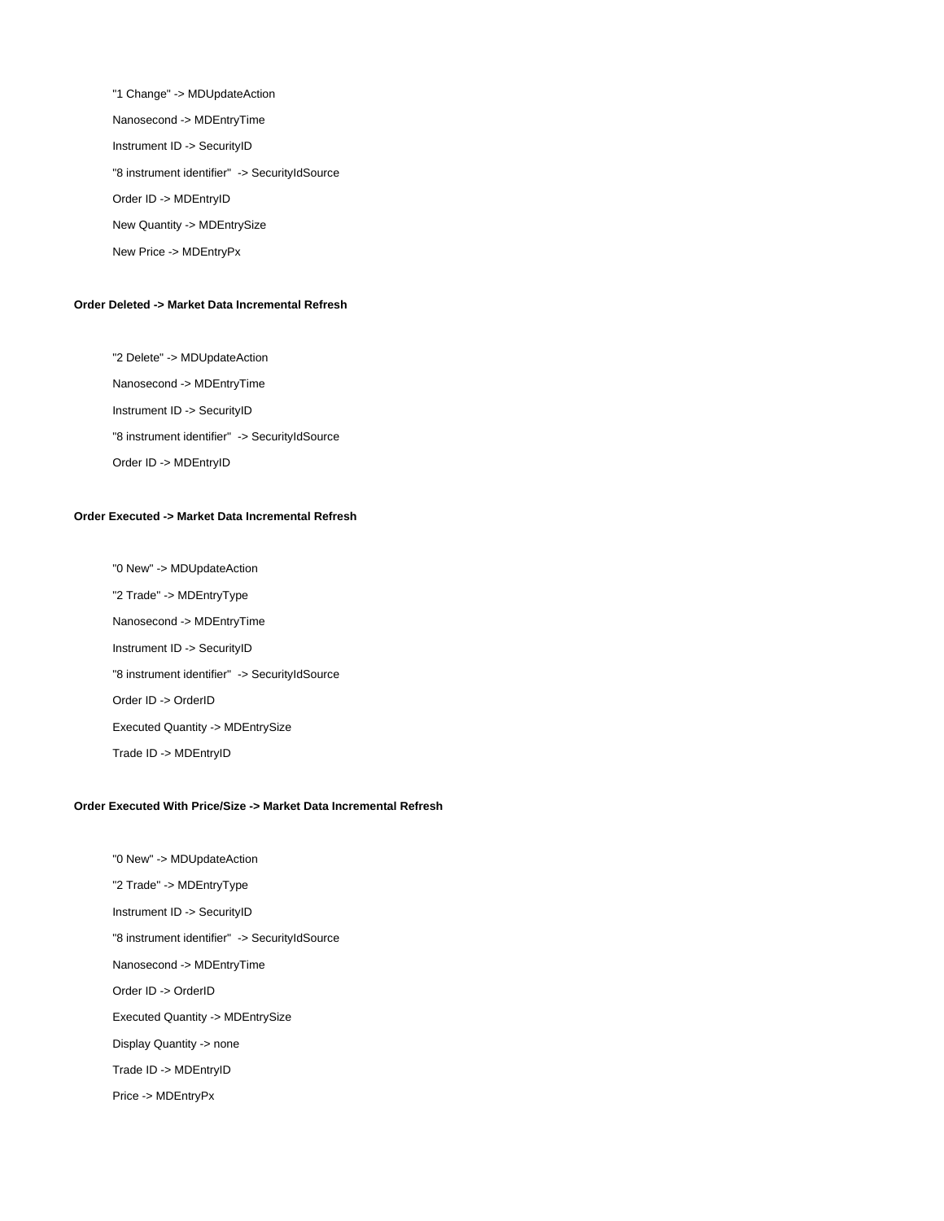"1 Change" -> MDUpdateAction

Nanosecond -> MDEntryTime

Instrument ID -> SecurityID

"8 instrument identifier"  -> SecurityIdSource

Order ID -> MDEntryID

New Quantity -> MDEntrySize

New Price -> MDEntryPx

**Order Deleted -> Market Data Incremental Refresh**

"2 Delete" -> MDUpdateAction

Nanosecond -> MDEntryTime

Instrument ID -> SecurityID

"8 instrument identifier"  -> SecurityIdSource

Order ID -> MDEntryID

**Order Executed -> Market Data Incremental Refresh**

"0 New" -> MDUpdateAction

"2 Trade" -> MDEntryType

Nanosecond -> MDEntryTime

Instrument ID -> SecurityID

"8 instrument identifier"  -> SecurityIdSource

Order ID -> OrderID

Executed Quantity -> MDEntrySize

Trade ID -> MDEntryID

**Order Executed With Price/Size -> Market Data Incremental Refresh**

"0 New" -> MDUpdateAction

"2 Trade" -> MDEntryType

Instrument ID -> SecurityID

"8 instrument identifier"  -> SecurityIdSource

Nanosecond -> MDEntryTime

Order ID -> OrderID

Executed Quantity -> MDEntrySize

Display Quantity -> none

Trade ID -> MDEntryID

Price -> MDEntryPx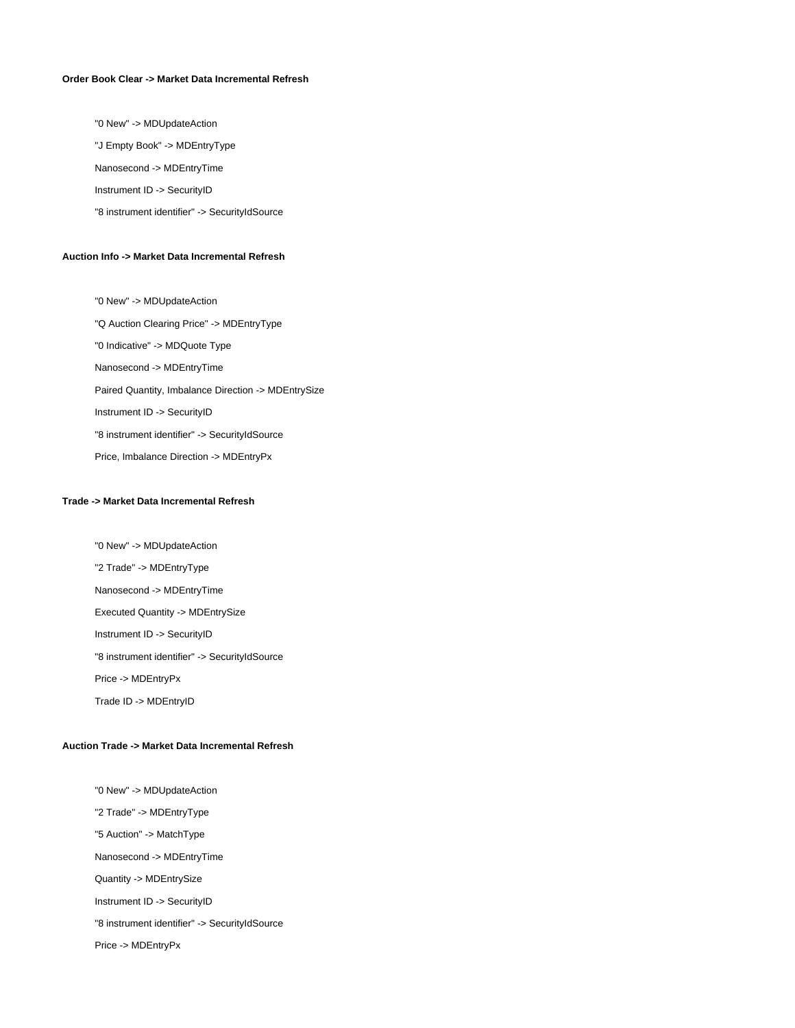**Order Book Clear -> Market Data Incremental Refresh**

"0 New" -> MDUpdateAction

"J Empty Book" -> MDEntryType

Nanosecond -> MDEntryTime

Instrument ID -> SecurityID

"8 instrument identifier" -> SecurityIdSource

**Auction Info -> Market Data Incremental Refresh**

"0 New" -> MDUpdateAction

"Q Auction Clearing Price" -> MDEntryType

"0 Indicative" -> MDQuote Type

Nanosecond -> MDEntryTime

Paired Quantity, Imbalance Direction -> MDEntrySize

Instrument ID -> SecurityID

"8 instrument identifier" -> SecurityIdSource

Price, Imbalance Direction -> MDEntryPx

**Trade -> Market Data Incremental Refresh**

"0 New" -> MDUpdateAction

"2 Trade" -> MDEntryType

Nanosecond -> MDEntryTime

Executed Quantity -> MDEntrySize

Instrument ID -> SecurityID

"8 instrument identifier" -> SecurityIdSource

Price -> MDEntryPx

Trade ID -> MDEntryID

**Auction Trade -> Market Data Incremental Refresh**

"0 New" -> MDUpdateAction

"2 Trade" -> MDEntryType

"5 Auction" -> MatchType

Nanosecond -> MDEntryTime

Quantity -> MDEntrySize

Instrument ID -> SecurityID

"8 instrument identifier" -> SecurityIdSource

Price -> MDEntryPx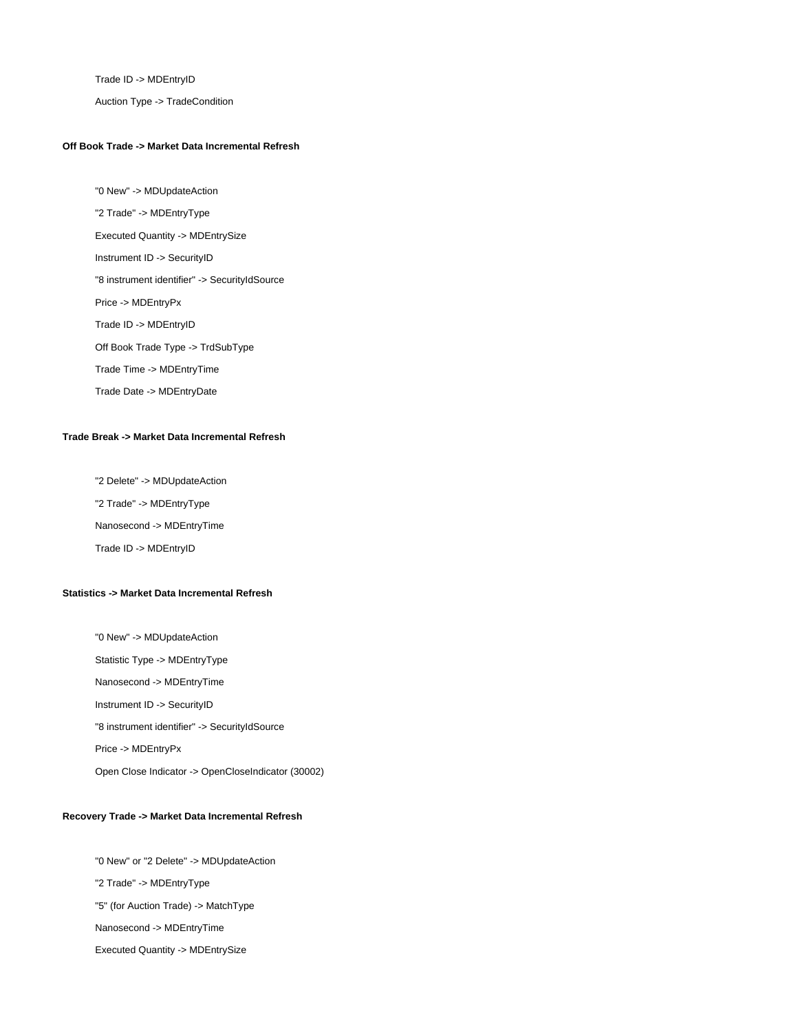Trade ID -> MDEntryID

Auction Type -> TradeCondition

**Off Book Trade -> Market Data Incremental Refresh**

"0 New" -> MDUpdateAction

"2 Trade" -> MDEntryType

Executed Quantity -> MDEntrySize

Instrument ID -> SecurityID

"8 instrument identifier" -> SecurityIdSource

Price -> MDEntryPx

Trade ID -> MDEntryID

Off Book Trade Type -> TrdSubType

Trade Time -> MDEntryTime

Trade Date -> MDEntryDate

**Trade Break -> Market Data Incremental Refresh**

"2 Delete" -> MDUpdateAction

"2 Trade" -> MDEntryType

Nanosecond -> MDEntryTime

Trade ID -> MDEntryID

**Statistics -> Market Data Incremental Refresh**

"0 New" -> MDUpdateAction

Statistic Type -> MDEntryType

Nanosecond -> MDEntryTime

Instrument ID -> SecurityID

"8 instrument identifier" -> SecurityIdSource

Price -> MDEntryPx

Open Close Indicator -> OpenCloseIndicator (30002)

**Recovery Trade -> Market Data Incremental Refresh**

"0 New" or "2 Delete" -> MDUpdateAction

"2 Trade" -> MDEntryType

"5" (for Auction Trade) -> MatchType

Nanosecond -> MDEntryTime

Executed Quantity -> MDEntrySize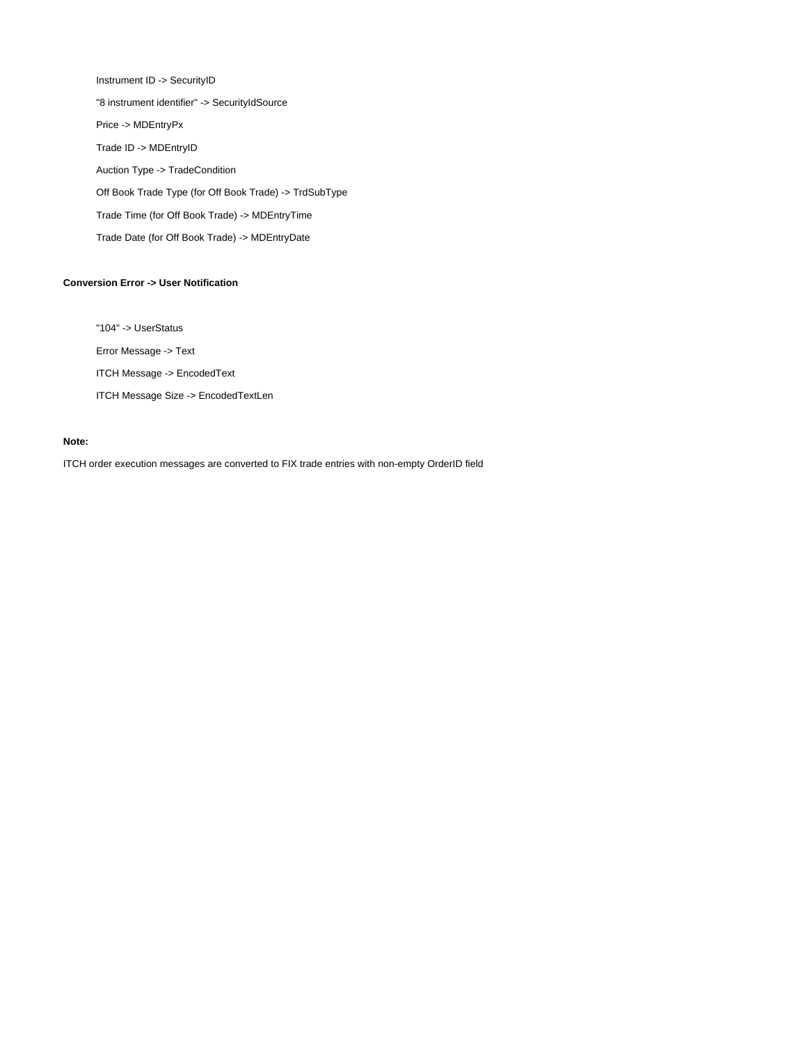Instrument ID -> SecurityID

"8 instrument identifier" -> SecurityIdSource

Price -> MDEntryPx

Trade ID -> MDEntryID

Auction Type -> TradeCondition

Off Book Trade Type (for Off Book Trade) -> TrdSubType

Trade Time (for Off Book Trade) -> MDEntryTime

Trade Date (for Off Book Trade) -> MDEntryDate

**Conversion Error -> User Notification**

"104" -> UserStatus

Error Message -> Text

ITCH Message -> EncodedText

ITCH Message Size -> EncodedTextLen

**Note:**

ITCH order execution messages are converted to FIX trade entries with non-empty OrderID field